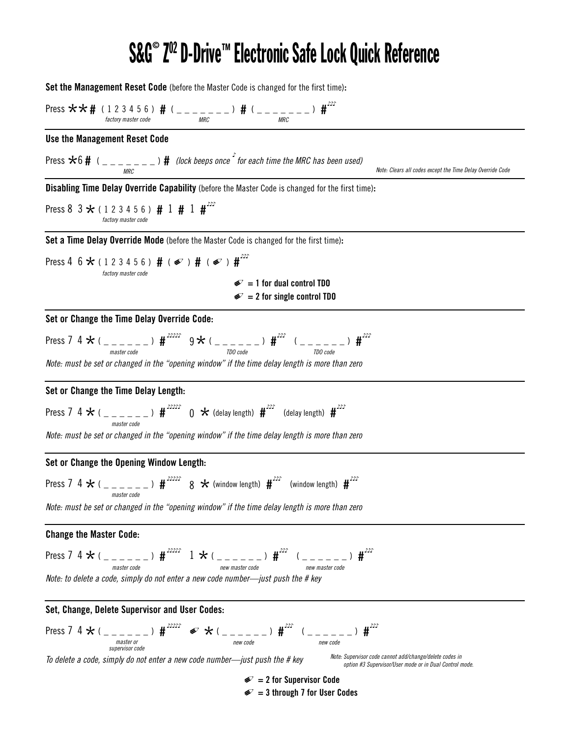# S&G© Z02 D-Drive™ Electronic Safe Lock Quick Reference

**Set the Management Reset Code** (before the Master Code is changed for the first time)**:**

Press \*\* **#** ( 1 2 3 4 5 6 ) **#** ( _ _ _ _ _ _ _ ) **#** ( _ _ _ _ _ _ _ ) **#** ♪♪♪

*factory master code* — *MRC* — *MRC*

---

**Use the Management Reset Code**

Press \*6 **#** ( _ _ _ _ _ _ _ ) **#** *(lock beeps once ♪ for each time the MRC has been used)*

*MRC*

*Note: Clears all codes except the Time Delay Override Code*

---

**Disabling Time Delay Override Capability** (before the Master Code is changed for the first time)**:**

Press 8 3 \* ( 1 2 3 4 5 6 ) **#** 1 **#** 1 **#** ♪♪♪

*factory master code*

---

**Set a Time Delay Override Mode** (before the Master Code is changed for the first time)**:**

Press 4 6 \* ( 1 2 3 4 5 6 ) **#** ( ✎ ) **#** ( ✎ ) **#** ♪♪♪

*factory master code*

**✎ = 1 for dual control TDO**
**✎ = 2 for single control TDO**

---

**Set or Change the Time Delay Override Code:**

Press 7 4 \* ( _ _ _ _ _ _ ) **#** ♪♪♪♪♪ 9 \* ( _ _ _ _ _ _ ) **#** ♪♪♪ ( _ _ _ _ _ _ ) **#** ♪♪♪

*master code* — *TDO code* — *TDO code*

*Note: must be set or changed in the "opening window" if the time delay length is more than zero*

---

**Set or Change the Time Delay Length:**

Press 7 4 \* ( _ _ _ _ _ _ ) **#** ♪♪♪♪♪ 0 \* (delay length) **#** ♪♪♪ (delay length) **#** ♪♪♪

*master code*

*Note: must be set or changed in the "opening window" if the time delay length is more than zero*

---

**Set or Change the Opening Window Length:**

Press 7 4 \* ( _ _ _ _ _ _ ) **#** ♪♪♪♪♪ 8 \* (window length) **#** ♪♪♪ (window length) **#** ♪♪♪

*master code*

*Note: must be set or changed in the "opening window" if the time delay length is more than zero*

---

**Change the Master Code:**

Press 7 4 \* ( _ _ _ _ _ _ ) **#** ♪♪♪♪♪ 1 \* ( _ _ _ _ _ _ ) **#** ♪♪♪ ( _ _ _ _ _ _ ) **#** ♪♪♪

*master code* — *new master code* — *new master code*

*Note: to delete a code, simply do not enter a new code number—just push the # key*

---

**Set, Change, Delete Supervisor and User Codes:**

Press 7 4 \* ( _ _ _ _ _ _ ) **#** ♪♪♪♪♪ ✎ \* ( _ _ _ _ _ _ ) **#** ♪♪♪ ( _ _ _ _ _ _ ) **#** ♪♪♪

*master or supervisor code* — *new code* — *new code*

*To delete a code, simply do not enter a new code number—just push the # key*

*Note: Supervisor code cannot add/change/delete codes in option #3 Supervisor/User mode or in Dual Control mode.*

**✎ = 2 for Supervisor Code**
**✎ = 3 through 7 for User Codes**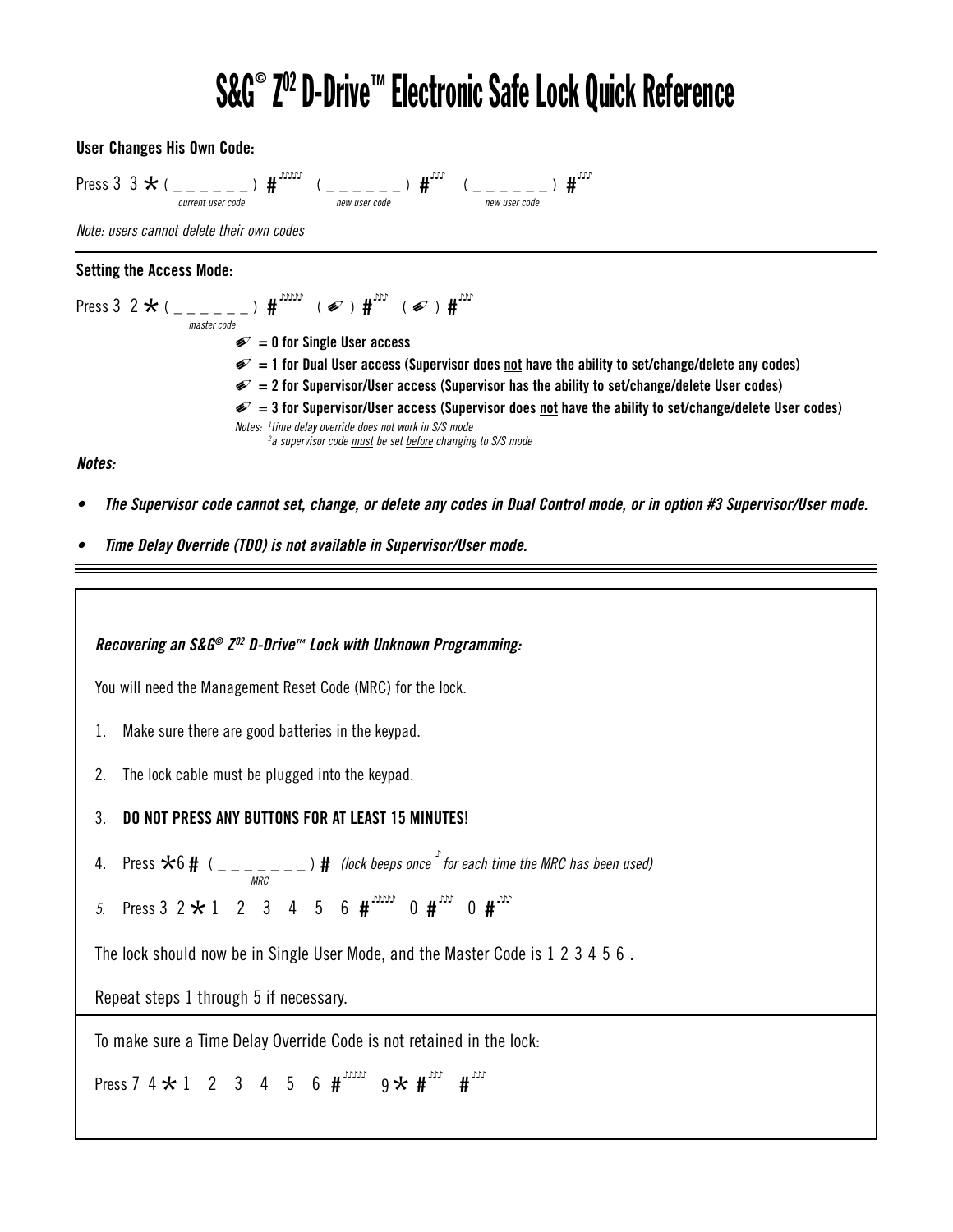# S&G© Z02 D-Drive™ Electronic Safe Lock Quick Reference

**User Changes His Own Code:**

Press 3 3 * ( _ _ _ _ _ _ ) # ( _ _ _ _ _ _ ) # ( _ _ _ _ _ _ ) #
*current user code* — *new user code* — *new user code*

*Note: users cannot delete their own codes*

---

**Setting the Access Mode:**

Press 3 2 * ( _ _ _ _ _ _ ) # ( ✐ ) # ( ✐ ) #
*master code*

- **✐ = 0 for Single User access**
- **✐ = 1 for Dual User access (Supervisor does not have the ability to set/change/delete any codes)**
- **✐ = 2 for Supervisor/User access (Supervisor has the ability to set/change/delete User codes)**
- **✐ = 3 for Supervisor/User access (Supervisor does not have the ability to set/change/delete User codes)**

*Notes: [1] time delay override does not work in S/S mode*
*[2] a supervisor code must be set before changing to S/S mode*

***Notes:***

- ***The Supervisor code cannot set, change, or delete any codes in Dual Control mode, or in option #3 Supervisor/User mode.***
- ***Time Delay Override (TDO) is not available in Supervisor/User mode.***

---

***Recovering an S&G© Z02 D-Drive™ Lock with Unknown Programming:***

You will need the Management Reset Code (MRC) for the lock.

1. Make sure there are good batteries in the keypad.
2. The lock cable must be plugged into the keypad.
3. **DO NOT PRESS ANY BUTTONS FOR AT LEAST 15 MINUTES!**
4. Press *6 # ( _ _ _ _ _ _ _ ) # *(lock beeps once for each time the MRC has been used)*
   *MRC*
5. Press 3 2 * 1 2 3 4 5 6 # 0 # 0 #

The lock should now be in Single User Mode, and the Master Code is 1 2 3 4 5 6 .

Repeat steps 1 through 5 if necessary.

To make sure a Time Delay Override Code is not retained in the lock:

Press 7 4 * 1 2 3 4 5 6 # 9 * # #